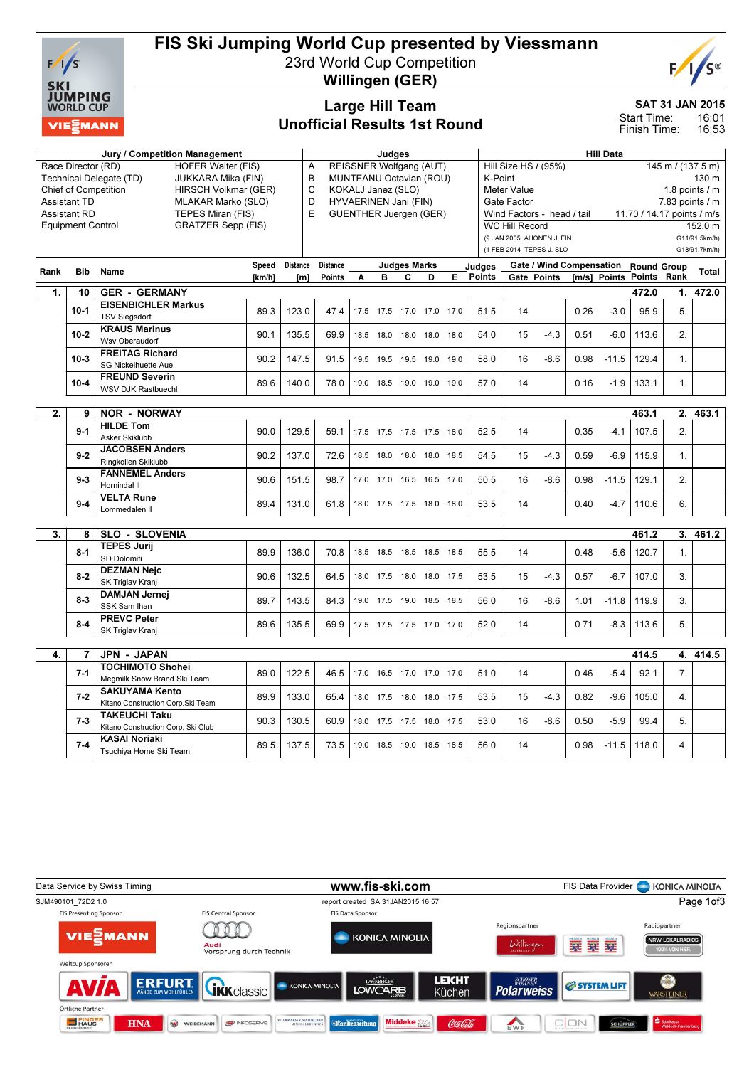# FIS Ski Jumping World Cup presented by Viessmann

## 23rd World Cup Competition

## Willingen (GER)

### Large Hill Team

### Unofficial Results 1st Round

SAT 31 JAN 2015
Start Time: 16:01
Finish Time: 16:53

| Jury / Competition Management | | Judges | | Hill Data | |
|---|---|---|---|---|---|
| Race Director (RD) | HOFER Walter (FIS) | A | REISSNER Wolfgang (AUT) | Hill Size HS / (95%) | 145 m / (137.5 m) |
| Technical Delegate (TD) | JUKKARA Mika (FIN) | B | MUNTEANU Octavian (ROU) | K-Point | 130 m |
| Chief of Competition | HIRSCH Volkmar (GER) | C | KOKALJ Janez (SLO) | Meter Value | 1.8 points / m |
| Assistant TD | MLAKAR Marko (SLO) | D | HYVAERINEN Jani (FIN) | Gate Factor | 7.83 points / m |
| Assistant RD | TEPES Miran (FIS) | E | GUENTHER Juergen (GER) | Wind Factors - head / tail | 11.70 / 14.17 points / m/s |
| Equipment Control | GRATZER Sepp (FIS) | | | WC Hill Record | 152.0 m |
| | | | | (9 JAN 2005 AHONEN J. FIN | G11/91.5km/h) |
| | | | | (1 FEB 2014 TEPES J. SLO | G18/91.7km/h) |

| Rank | Bib | Name | Speed [km/h] | Distance [m] | Distance Points | A | B | C | D | E | Judges Points | Gate | Gate Points | Wind [m/s] | Wind Points | Round Points | Group Rank | Total |
|---|---|---|---|---|---|---|---|---|---|---|---|---|---|---|---|---|---|---|
| 1. | 10 | GER - GERMANY | | | | | | | | | | | | | | 472.0 | 1. | 472.0 |
| | 10-1 | EISENBICHLER Markus<br>TSV Siegsdorf | 89.3 | 123.0 | 47.4 | 17.5 | 17.5 | 17.0 | 17.0 | 17.0 | 51.5 | 14 | | 0.26 | -3.0 | 95.9 | 5. | |
| | 10-2 | KRAUS Marinus<br>Wsv Oberaudorf | 90.1 | 135.5 | 69.9 | 18.5 | 18.0 | 18.0 | 18.0 | 18.0 | 54.0 | 15 | -4.3 | 0.51 | -6.0 | 113.6 | 2. | |
| | 10-3 | FREITAG Richard<br>SG Nickelhuette Aue | 90.2 | 147.5 | 91.5 | 19.5 | 19.5 | 19.5 | 19.0 | 19.0 | 58.0 | 16 | -8.6 | 0.98 | -11.5 | 129.4 | 1. | |
| | 10-4 | FREUND Severin<br>WSV DJK Rastbuechl | 89.6 | 140.0 | 78.0 | 19.0 | 18.5 | 19.0 | 19.0 | 19.0 | 57.0 | 14 | | 0.16 | -1.9 | 133.1 | 1. | |
| 2. | 9 | NOR - NORWAY | | | | | | | | | | | | | | 463.1 | 2. | 463.1 |
| | 9-1 | HILDE Tom<br>Asker Skiklubb | 90.0 | 129.5 | 59.1 | 17.5 | 17.5 | 17.5 | 17.5 | 18.0 | 52.5 | 14 | | 0.35 | -4.1 | 107.5 | 2. | |
| | 9-2 | JACOBSEN Anders<br>Ringkollen Skiklubb | 90.2 | 137.0 | 72.6 | 18.5 | 18.0 | 18.0 | 18.0 | 18.5 | 54.5 | 15 | -4.3 | 0.59 | -6.9 | 115.9 | 1. | |
| | 9-3 | FANNEMEL Anders<br>Hornindal Il | 90.6 | 151.5 | 98.7 | 17.0 | 17.0 | 16.5 | 16.5 | 17.0 | 50.5 | 16 | -8.6 | 0.98 | -11.5 | 129.1 | 2. | |
| | 9-4 | VELTA Rune<br>Lommedalen Il | 89.4 | 131.0 | 61.8 | 18.0 | 17.5 | 17.5 | 18.0 | 18.0 | 53.5 | 14 | | 0.40 | -4.7 | 110.6 | 6. | |
| 3. | 8 | SLO - SLOVENIA | | | | | | | | | | | | | | 461.2 | 3. | 461.2 |
| | 8-1 | TEPES Jurij<br>SD Dolomiti | 89.9 | 136.0 | 70.8 | 18.5 | 18.5 | 18.5 | 18.5 | 18.5 | 55.5 | 14 | | 0.48 | -5.6 | 120.7 | 1. | |
| | 8-2 | DEZMAN Nejc<br>SK Triglav Kranj | 90.6 | 132.5 | 64.5 | 18.0 | 17.5 | 18.0 | 18.0 | 17.5 | 53.5 | 15 | -4.3 | 0.57 | -6.7 | 107.0 | 3. | |
| | 8-3 | DAMJAN Jernej<br>SSK Sam Ihan | 89.7 | 143.5 | 84.3 | 19.0 | 17.5 | 19.0 | 18.5 | 18.5 | 56.0 | 16 | -8.6 | 1.01 | -11.8 | 119.9 | 3. | |
| | 8-4 | PREVC Peter<br>SK Triglav Kranj | 89.6 | 135.5 | 69.9 | 17.5 | 17.5 | 17.5 | 17.0 | 17.0 | 52.0 | 14 | | 0.71 | -8.3 | 113.6 | 5. | |
| 4. | 7 | JPN - JAPAN | | | | | | | | | | | | | | 414.5 | 4. | 414.5 |
| | 7-1 | TOCHIMOTO Shohei<br>Megmilk Snow Brand Ski Team | 89.0 | 122.5 | 46.5 | 17.0 | 16.5 | 17.0 | 17.0 | 17.0 | 51.0 | 14 | | 0.46 | -5.4 | 92.1 | 7. | |
| | 7-2 | SAKUYAMA Kento<br>Kitano Construction Corp.Ski Team | 89.9 | 133.0 | 65.4 | 18.0 | 17.5 | 18.0 | 18.0 | 17.5 | 53.5 | 15 | -4.3 | 0.82 | -9.6 | 105.0 | 4. | |
| | 7-3 | TAKEUCHI Taku<br>Kitano Construction Corp. Ski Club | 90.3 | 130.5 | 60.9 | 18.0 | 17.5 | 17.5 | 18.0 | 17.5 | 53.0 | 16 | -8.6 | 0.50 | -5.9 | 99.4 | 5. | |
| | 7-4 | KASAI Noriaki<br>Tsuchiya Home Ski Team | 89.5 | 137.5 | 73.5 | 19.0 | 18.5 | 19.0 | 18.5 | 18.5 | 56.0 | 14 | | 0.98 | -11.5 | 118.0 | 4. | |

Data Service by Swiss Timing — www.fis-ski.com — FIS Data Provider KONICA MINOLTA

SJM490101_72D2 1.0 — report created SA 31JAN2015 16:57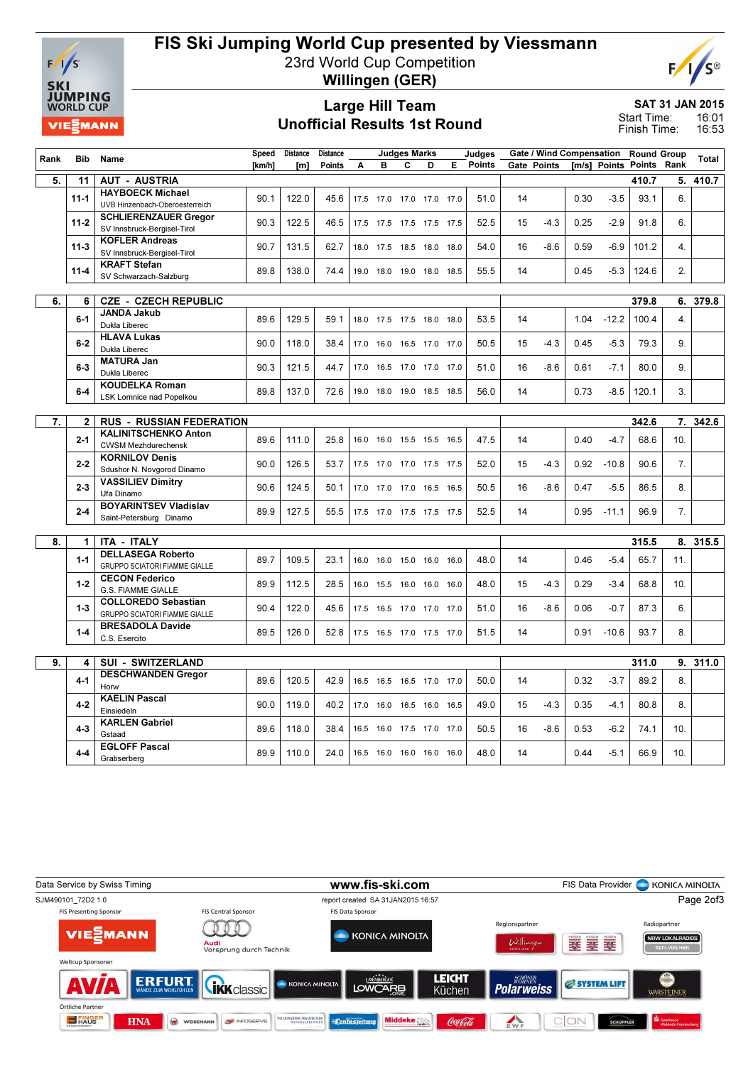# FIS Ski Jumping World Cup presented by Viessmann

23rd World Cup Competition

**Willingen (GER)**

## Large Hill Team
## Unofficial Results 1st Round

**SAT 31 JAN 2015**
Start Time: 16:01
Finish Time: 16:53

| Rank | Bib | Name | Speed [km/h] | Distance [m] | Distance Points | Judges Marks A | B | C | D | E | Judges Points | Gate / Wind Compensation Gate | Gate Points | [m/s] | Points | Round Points | Group Rank | Total |
|---|---|---|---|---|---|---|---|---|---|---|---|---|---|---|---|---|---|---|
| 5. | 11 | AUT - AUSTRIA | | | | | | | | | | | | | | 410.7 | 5. | 410.7 |
| | 11-1 | HAYBOECK Michael<br>UVB Hinzenbach-Oberoesterreich | 90.1 | 122.0 | 45.6 | 17.5 | 17.0 | 17.0 | 17.0 | 17.0 | 51.0 | 14 | | 0.30 | -3.5 | 93.1 | 6. | |
| | 11-2 | SCHLIERENZAUER Gregor<br>SV Innsbruck-Bergisel-Tirol | 90.3 | 122.5 | 46.5 | 17.5 | 17.5 | 17.5 | 17.5 | 17.5 | 52.5 | 15 | -4.3 | 0.25 | -2.9 | 91.8 | 6. | |
| | 11-3 | KOFLER Andreas<br>SV Innsbruck-Bergisel-Tirol | 90.7 | 131.5 | 62.7 | 18.0 | 17.5 | 18.5 | 18.0 | 18.0 | 54.0 | 16 | -8.6 | 0.59 | -6.9 | 101.2 | 4. | |
| | 11-4 | KRAFT Stefan<br>SV Schwarzach-Salzburg | 89.8 | 138.0 | 74.4 | 19.0 | 18.0 | 19.0 | 18.0 | 18.5 | 55.5 | 14 | | 0.45 | -5.3 | 124.6 | 2. | |
| 6. | 6 | CZE - CZECH REPUBLIC | | | | | | | | | | | | | | 379.8 | 6. | 379.8 |
| | 6-1 | JANDA Jakub<br>Dukla Liberec | 89.6 | 129.5 | 59.1 | 18.0 | 17.5 | 17.5 | 18.0 | 18.0 | 53.5 | 14 | | 1.04 | -12.2 | 100.4 | 4. | |
| | 6-2 | HLAVA Lukas<br>Dukla Liberec | 90.0 | 118.0 | 38.4 | 17.0 | 16.0 | 16.5 | 17.0 | 17.0 | 50.5 | 15 | -4.3 | 0.45 | -5.3 | 79.3 | 9. | |
| | 6-3 | MATURA Jan<br>Dukla Liberec | 90.3 | 121.5 | 44.7 | 17.0 | 16.5 | 17.0 | 17.0 | 17.0 | 51.0 | 16 | -8.6 | 0.61 | -7.1 | 80.0 | 9. | |
| | 6-4 | KOUDELKA Roman<br>LSK Lomnice nad Popelkou | 89.8 | 137.0 | 72.6 | 19.0 | 18.0 | 19.0 | 18.5 | 18.5 | 56.0 | 14 | | 0.73 | -8.5 | 120.1 | 3. | |
| 7. | 2 | RUS - RUSSIAN FEDERATION | | | | | | | | | | | | | | 342.6 | 7. | 342.6 |
| | 2-1 | KALINITSCHENKO Anton<br>CWSM Mezhdurechensk | 89.6 | 111.0 | 25.8 | 16.0 | 16.0 | 15.5 | 15.5 | 16.5 | 47.5 | 14 | | 0.40 | -4.7 | 68.6 | 10. | |
| | 2-2 | KORNILOV Denis<br>Sdushor N. Novgorod Dinamo | 90.0 | 126.5 | 53.7 | 17.5 | 17.0 | 17.0 | 17.5 | 17.5 | 52.0 | 15 | -4.3 | 0.92 | -10.8 | 90.6 | 7. | |
| | 2-3 | VASSILIEV Dimitry<br>Ufa Dinamo | 90.6 | 124.5 | 50.1 | 17.0 | 17.0 | 17.0 | 16.5 | 16.5 | 50.5 | 16 | -8.6 | 0.47 | -5.5 | 86.5 | 8. | |
| | 2-4 | BOYARINTSEV Vladislav<br>Saint-Petersburg Dinamo | 89.9 | 127.5 | 55.5 | 17.5 | 17.0 | 17.5 | 17.5 | 17.5 | 52.5 | 14 | | 0.95 | -11.1 | 96.9 | 7. | |
| 8. | 1 | ITA - ITALY | | | | | | | | | | | | | | 315.5 | 8. | 315.5 |
| | 1-1 | DELLASEGA Roberto<br>GRUPPO SCIATORI FIAMME GIALLE | 89.7 | 109.5 | 23.1 | 16.0 | 16.0 | 15.0 | 16.0 | 16.0 | 48.0 | 14 | | 0.46 | -5.4 | 65.7 | 11. | |
| | 1-2 | CECON Federico<br>G.S. FIAMME GIALLE | 89.9 | 112.5 | 28.5 | 16.0 | 15.5 | 16.0 | 16.0 | 16.0 | 48.0 | 15 | -4.3 | 0.29 | -3.4 | 68.8 | 10. | |
| | 1-3 | COLLOREDO Sebastian<br>GRUPPO SCIATORI FIAMME GIALLE | 90.4 | 122.0 | 45.6 | 17.5 | 16.5 | 17.0 | 17.0 | 17.0 | 51.0 | 16 | -8.6 | 0.06 | -0.7 | 87.3 | 6. | |
| | 1-4 | BRESADOLA Davide<br>C.S. Esercito | 89.5 | 126.0 | 52.8 | 17.5 | 16.5 | 17.0 | 17.5 | 17.0 | 51.5 | 14 | | 0.91 | -10.6 | 93.7 | 8. | |
| 9. | 4 | SUI - SWITZERLAND | | | | | | | | | | | | | | 311.0 | 9. | 311.0 |
| | 4-1 | DESCHWANDEN Gregor<br>Horw | 89.6 | 120.5 | 42.9 | 16.5 | 16.5 | 16.5 | 17.0 | 17.0 | 50.0 | 14 | | 0.32 | -3.7 | 89.2 | 8. | |
| | 4-2 | KAELIN Pascal<br>Einsiedeln | 90.0 | 119.0 | 40.2 | 17.0 | 16.0 | 16.5 | 16.0 | 16.5 | 49.0 | 15 | -4.3 | 0.35 | -4.1 | 80.8 | 8. | |
| | 4-3 | KARLEN Gabriel<br>Gstaad | 89.6 | 118.0 | 38.4 | 16.5 | 16.0 | 17.5 | 17.0 | 17.0 | 50.5 | 16 | -8.6 | 0.53 | -6.2 | 74.1 | 10. | |
| | 4-4 | EGLOFF Pascal<br>Grabserberg | 89.9 | 110.0 | 24.0 | 16.5 | 16.0 | 16.0 | 16.0 | 16.0 | 48.0 | 14 | | 0.44 | -5.1 | 66.9 | 10. | |

Data Service by Swiss Timing — www.fis-ski.com — FIS Data Provider KONICA MINOLTA

SJM490101_72D2 1.0 — report created SA 31JAN2015 16:57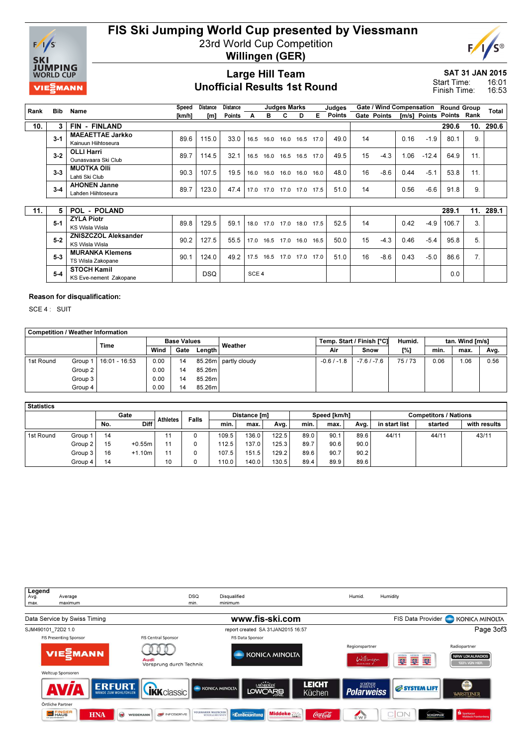# FIS Ski Jumping World Cup presented by Viessmann

23rd World Cup Competition

**Willingen (GER)**

## Large Hill Team

## Unofficial Results 1st Round

**SAT 31 JAN 2015**

Start Time: 16:01

Finish Time: 16:53

| Rank | Bib | Name | Speed [km/h] | Distance [m] | Distance Points | A | B | C | D | E | Judges Points | Gate | Gate Points | Wind [m/s] | Wind Points | Round Points | Group Rank | Total |
|---|---|---|---|---|---|---|---|---|---|---|---|---|---|---|---|---|---|---|
| 10. | 3 | FIN - FINLAND | | | | | | | | | | | | | | 290.6 | 10. | 290.6 |
| | 3-1 | MAEAETTAE Jarkko, Kainuun Hiihtoseura | 89.6 | 115.0 | 33.0 | 16.5 | 16.0 | 16.0 | 16.5 | 17.0 | 49.0 | 14 | | 0.16 | -1.9 | 80.1 | 9. | |
| | 3-2 | OLLI Harri, Ounasvaara Ski Club | 89.7 | 114.5 | 32.1 | 16.5 | 16.0 | 16.5 | 16.5 | 17.0 | 49.5 | 15 | -4.3 | 1.06 | -12.4 | 64.9 | 11. | |
| | 3-3 | MUOTKA Olli, Lahti Ski Club | 90.3 | 107.5 | 19.5 | 16.0 | 16.0 | 16.0 | 16.0 | 16.0 | 48.0 | 16 | -8.6 | 0.44 | -5.1 | 53.8 | 11. | |
| | 3-4 | AHONEN Janne, Lahden Hiihtoseura | 89.7 | 123.0 | 47.4 | 17.0 | 17.0 | 17.0 | 17.0 | 17.5 | 51.0 | 14 | | 0.56 | -6.6 | 91.8 | 9. | |
| 11. | 5 | POL - POLAND | | | | | | | | | | | | | | 289.1 | 11. | 289.1 |
| | 5-1 | ZYLA Piotr, KS Wisla Wisla | 89.8 | 129.5 | 59.1 | 18.0 | 17.0 | 17.0 | 18.0 | 17.5 | 52.5 | 14 | | 0.42 | -4.9 | 106.7 | 3. | |
| | 5-2 | ZNISZCZOL Aleksander, KS Wisla Wisla | 90.2 | 127.5 | 55.5 | 17.0 | 16.5 | 17.0 | 16.0 | 16.5 | 50.0 | 15 | -4.3 | 0.46 | -5.4 | 95.8 | 5. | |
| | 5-3 | MURANKA Klemens, TS Wisla Zakopane | 90.1 | 124.0 | 49.2 | 17.5 | 16.5 | 17.0 | 17.0 | 17.0 | 51.0 | 16 | -8.6 | 0.43 | -5.0 | 86.6 | 7. | |
| | 5-4 | STOCH Kamil, KS Eve-nement Zakopane | | DSQ | | SCE 4 | | | | | | | | | | 0.0 | | |

**Reason for disqualification:**

SCE 4 : SUIT

| Competition / Weather Information | | Time | Base Values Wind | Gate | Length | Weather | Temp. Start / Finish [°C] Air | Snow | Humid. [%] | tan. Wind [m/s] min. | max. | Avg. |
|---|---|---|---|---|---|---|---|---|---|---|---|---|
| 1st Round | Group 1 | 16:01 - 16:53 | 0.00 | 14 | 85.26m | partly cloudy | -0.6 / -1.8 | -7.6 / -7.6 | 75 / 73 | 0.06 | 1.06 | 0.56 |
| | Group 2 | | 0.00 | 14 | 85.26m | | | | | | | |
| | Group 3 | | 0.00 | 14 | 85.26m | | | | | | | |
| | Group 4 | | 0.00 | 14 | 85.26m | | | | | | | |

| Statistics | | Gate No. | Diff | Athletes | Falls | Distance [m] min. | max. | Avg. | Speed [km/h] min. | max. | Avg. | Competitors / Nations in start list | started | with results |
|---|---|---|---|---|---|---|---|---|---|---|---|---|---|---|
| 1st Round | Group 1 | 14 | | 11 | 0 | 109.5 | 136.0 | 122.5 | 89.0 | 90.1 | 89.6 | 44/11 | 44/11 | 43/11 |
| | Group 2 | 15 | +0.55m | 11 | 0 | 112.5 | 137.0 | 125.3 | 89.7 | 90.6 | 90.0 | | | |
| | Group 3 | 16 | +1.10m | 11 | 0 | 107.5 | 151.5 | 129.2 | 89.6 | 90.7 | 90.2 | | | |
| | Group 4 | 14 | | 10 | 0 | 110.0 | 140.0 | 130.5 | 89.4 | 89.9 | 89.6 | | | |

**Legend**

| | | | | | |
|---|---|---|---|---|---|
| Avg. | Average | DSQ | Disqualified | Humid. | Humidity |
| max. | maximum | min. | minimum | | |

Data Service by Swiss Timing — www.fis-ski.com — FIS Data Provider KONICA MINOLTA

SJM490101_72D2 1.0 — report created SA 31JAN2015 16:57